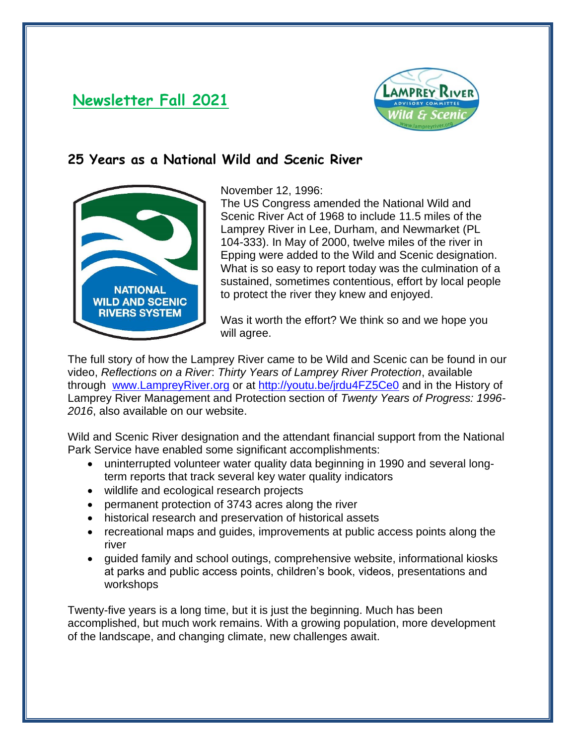# Newsletter Fall 2021

## 25 Years as a National Wild and Scenic River

November 12, 1996:
The US Congress amended the National Wild and Scenic River Act of 1968 to include 11.5 miles of the Lamprey River in Lee, Durham, and Newmarket (PL 104-333). In May of 2000, twelve miles of the river in Epping were added to the Wild and Scenic designation. What is so easy to report today was the culmination of a sustained, sometimes contentious, effort by local people to protect the river they knew and enjoyed.

Was it worth the effort? We think so and we hope you will agree.

The full story of how the Lamprey River came to be Wild and Scenic can be found in our video, *Reflections on a River*: *Thirty Years of Lamprey River Protection*, available through www.LampreyRiver.org or at http://youtu.be/jrdu4FZ5Ce0 and in the History of Lamprey River Management and Protection section of *Twenty Years of Progress: 1996-2016*, also available on our website.

Wild and Scenic River designation and the attendant financial support from the National Park Service have enabled some significant accomplishments:

- uninterrupted volunteer water quality data beginning in 1990 and several long-term reports that track several key water quality indicators
- wildlife and ecological research projects
- permanent protection of 3743 acres along the river
- historical research and preservation of historical assets
- recreational maps and guides, improvements at public access points along the river
- guided family and school outings, comprehensive website, informational kiosks at parks and public access points, children's book, videos, presentations and workshops

Twenty-five years is a long time, but it is just the beginning. Much has been accomplished, but much work remains. With a growing population, more development of the landscape, and changing climate, new challenges await.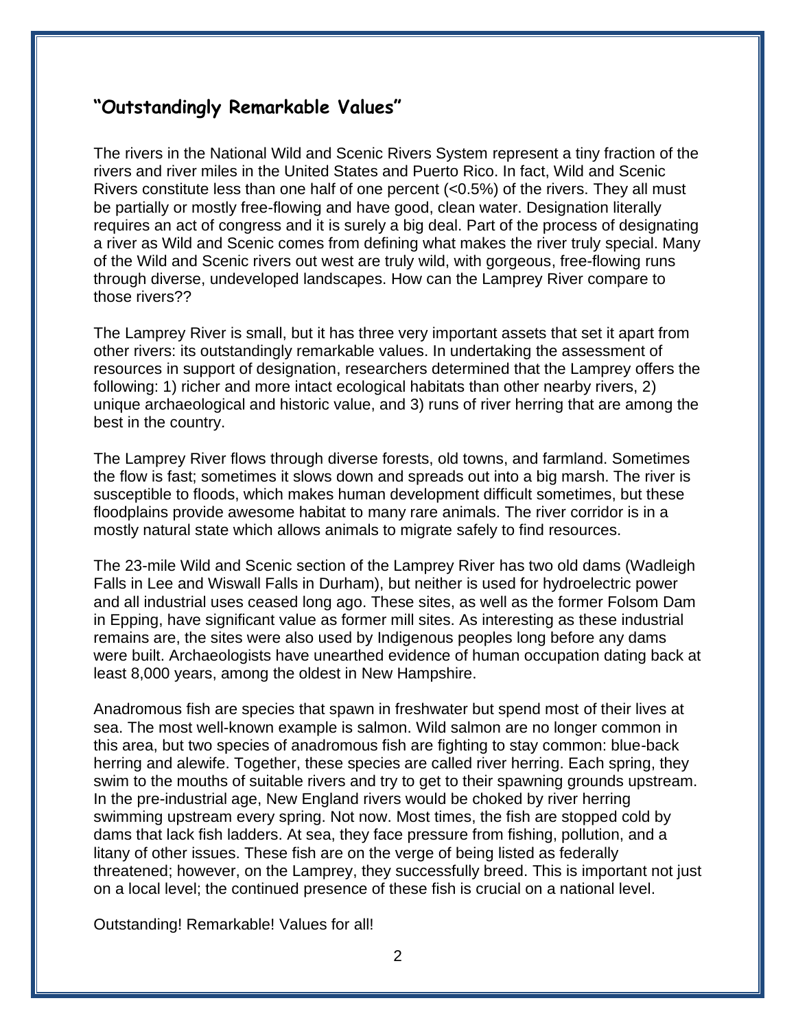## "Outstandingly Remarkable Values"

The rivers in the National Wild and Scenic Rivers System represent a tiny fraction of the rivers and river miles in the United States and Puerto Rico. In fact, Wild and Scenic Rivers constitute less than one half of one percent (<0.5%) of the rivers. They all must be partially or mostly free-flowing and have good, clean water. Designation literally requires an act of congress and it is surely a big deal. Part of the process of designating a river as Wild and Scenic comes from defining what makes the river truly special. Many of the Wild and Scenic rivers out west are truly wild, with gorgeous, free-flowing runs through diverse, undeveloped landscapes. How can the Lamprey River compare to those rivers??

The Lamprey River is small, but it has three very important assets that set it apart from other rivers: its outstandingly remarkable values. In undertaking the assessment of resources in support of designation, researchers determined that the Lamprey offers the following: 1) richer and more intact ecological habitats than other nearby rivers, 2) unique archaeological and historic value, and 3) runs of river herring that are among the best in the country.

The Lamprey River flows through diverse forests, old towns, and farmland. Sometimes the flow is fast; sometimes it slows down and spreads out into a big marsh. The river is susceptible to floods, which makes human development difficult sometimes, but these floodplains provide awesome habitat to many rare animals. The river corridor is in a mostly natural state which allows animals to migrate safely to find resources.

The 23-mile Wild and Scenic section of the Lamprey River has two old dams (Wadleigh Falls in Lee and Wiswall Falls in Durham), but neither is used for hydroelectric power and all industrial uses ceased long ago. These sites, as well as the former Folsom Dam in Epping, have significant value as former mill sites. As interesting as these industrial remains are, the sites were also used by Indigenous peoples long before any dams were built. Archaeologists have unearthed evidence of human occupation dating back at least 8,000 years, among the oldest in New Hampshire.

Anadromous fish are species that spawn in freshwater but spend most of their lives at sea. The most well-known example is salmon. Wild salmon are no longer common in this area, but two species of anadromous fish are fighting to stay common: blue-back herring and alewife. Together, these species are called river herring. Each spring, they swim to the mouths of suitable rivers and try to get to their spawning grounds upstream. In the pre-industrial age, New England rivers would be choked by river herring swimming upstream every spring. Not now. Most times, the fish are stopped cold by dams that lack fish ladders. At sea, they face pressure from fishing, pollution, and a litany of other issues. These fish are on the verge of being listed as federally threatened; however, on the Lamprey, they successfully breed. This is important not just on a local level; the continued presence of these fish is crucial on a national level.

Outstanding! Remarkable! Values for all!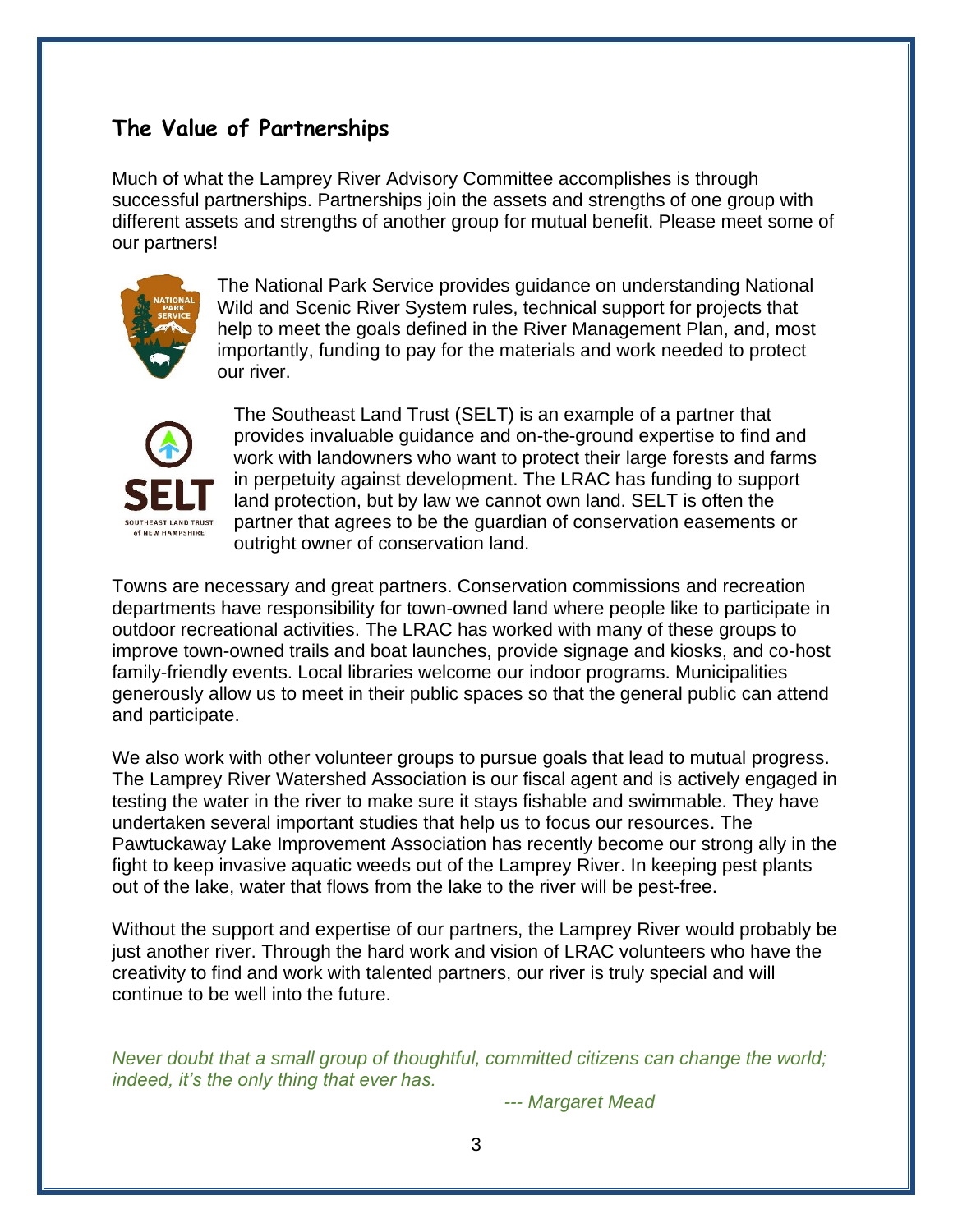## The Value of Partnerships

Much of what the Lamprey River Advisory Committee accomplishes is through successful partnerships. Partnerships join the assets and strengths of one group with different assets and strengths of another group for mutual benefit. Please meet some of our partners!

The National Park Service provides guidance on understanding National Wild and Scenic River System rules, technical support for projects that help to meet the goals defined in the River Management Plan, and, most importantly, funding to pay for the materials and work needed to protect our river.

The Southeast Land Trust (SELT) is an example of a partner that provides invaluable guidance and on-the-ground expertise to find and work with landowners who want to protect their large forests and farms in perpetuity against development. The LRAC has funding to support land protection, but by law we cannot own land. SELT is often the partner that agrees to be the guardian of conservation easements or outright owner of conservation land.

Towns are necessary and great partners. Conservation commissions and recreation departments have responsibility for town-owned land where people like to participate in outdoor recreational activities. The LRAC has worked with many of these groups to improve town-owned trails and boat launches, provide signage and kiosks, and co-host family-friendly events. Local libraries welcome our indoor programs. Municipalities generously allow us to meet in their public spaces so that the general public can attend and participate.

We also work with other volunteer groups to pursue goals that lead to mutual progress. The Lamprey River Watershed Association is our fiscal agent and is actively engaged in testing the water in the river to make sure it stays fishable and swimmable. They have undertaken several important studies that help us to focus our resources. The Pawtuckaway Lake Improvement Association has recently become our strong ally in the fight to keep invasive aquatic weeds out of the Lamprey River. In keeping pest plants out of the lake, water that flows from the lake to the river will be pest-free.

Without the support and expertise of our partners, the Lamprey River would probably be just another river. Through the hard work and vision of LRAC volunteers who have the creativity to find and work with talented partners, our river is truly special and will continue to be well into the future.

*Never doubt that a small group of thoughtful, committed citizens can change the world; indeed, it's the only thing that ever has.*

*--- Margaret Mead*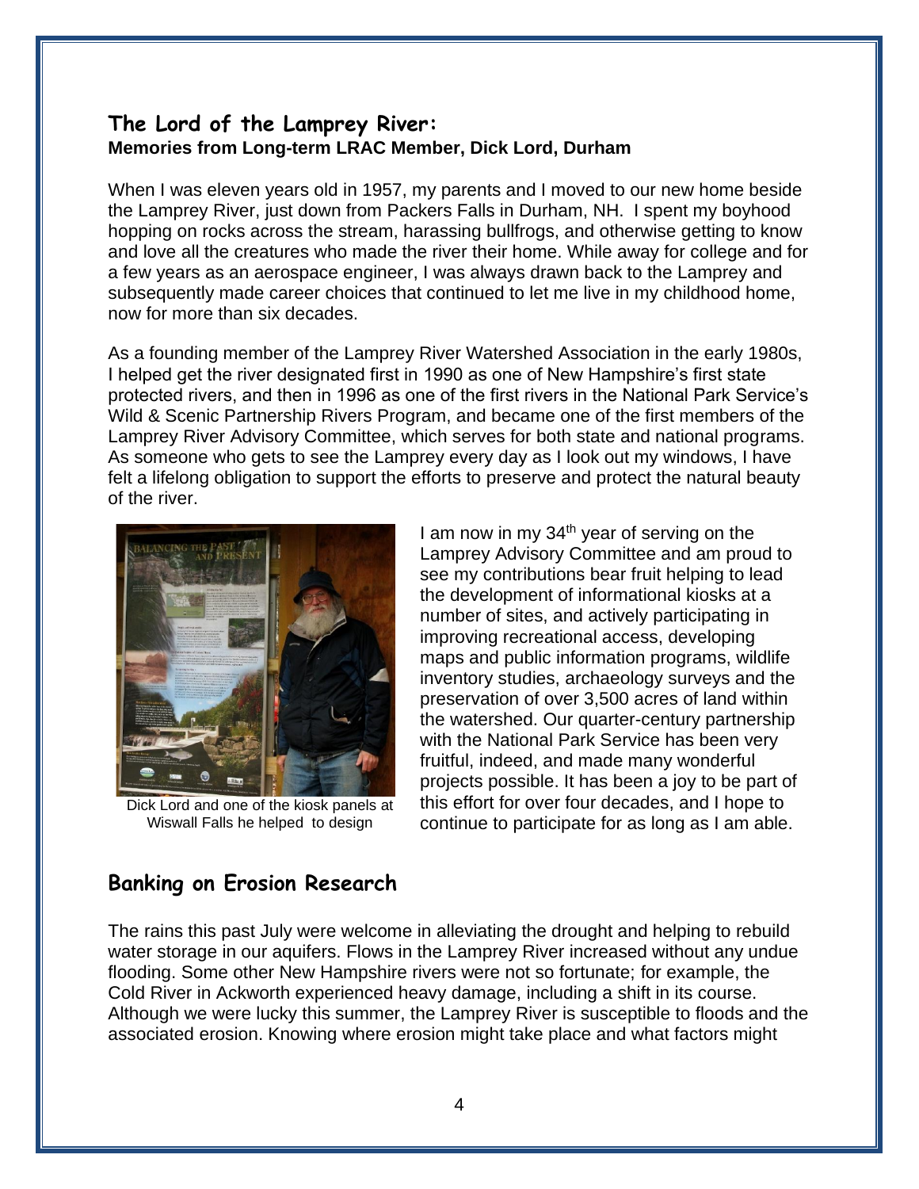## The Lord of the Lamprey River:

**Memories from Long-term LRAC Member, Dick Lord, Durham**

When I was eleven years old in 1957, my parents and I moved to our new home beside the Lamprey River, just down from Packers Falls in Durham, NH. I spent my boyhood hopping on rocks across the stream, harassing bullfrogs, and otherwise getting to know and love all the creatures who made the river their home. While away for college and for a few years as an aerospace engineer, I was always drawn back to the Lamprey and subsequently made career choices that continued to let me live in my childhood home, now for more than six decades.

As a founding member of the Lamprey River Watershed Association in the early 1980s, I helped get the river designated first in 1990 as one of New Hampshire's first state protected rivers, and then in 1996 as one of the first rivers in the National Park Service's Wild & Scenic Partnership Rivers Program, and became one of the first members of the Lamprey River Advisory Committee, which serves for both state and national programs. As someone who gets to see the Lamprey every day as I look out my windows, I have felt a lifelong obligation to support the efforts to preserve and protect the natural beauty of the river.

Dick Lord and one of the kiosk panels at Wiswall Falls he helped to design

I am now in my 34th year of serving on the Lamprey Advisory Committee and am proud to see my contributions bear fruit helping to lead the development of informational kiosks at a number of sites, and actively participating in improving recreational access, developing maps and public information programs, wildlife inventory studies, archaeology surveys and the preservation of over 3,500 acres of land within the watershed. Our quarter-century partnership with the National Park Service has been very fruitful, indeed, and made many wonderful projects possible. It has been a joy to be part of this effort for over four decades, and I hope to continue to participate for as long as I am able.

## Banking on Erosion Research

The rains this past July were welcome in alleviating the drought and helping to rebuild water storage in our aquifers. Flows in the Lamprey River increased without any undue flooding. Some other New Hampshire rivers were not so fortunate; for example, the Cold River in Ackworth experienced heavy damage, including a shift in its course. Although we were lucky this summer, the Lamprey River is susceptible to floods and the associated erosion. Knowing where erosion might take place and what factors might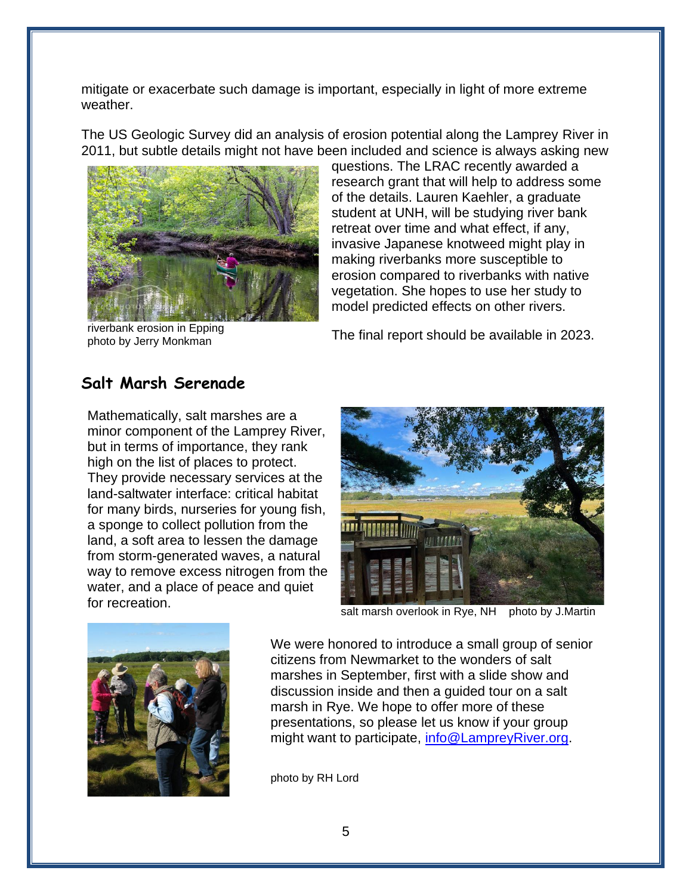mitigate or exacerbate such damage is important, especially in light of more extreme weather.

The US Geologic Survey did an analysis of erosion potential along the Lamprey River in 2011, but subtle details might not have been included and science is always asking new questions. The LRAC recently awarded a research grant that will help to address some of the details. Lauren Kaehler, a graduate student at UNH, will be studying river bank retreat over time and what effect, if any, invasive Japanese knotweed might play in making riverbanks more susceptible to erosion compared to riverbanks with native vegetation. She hopes to use her study to model predicted effects on other rivers.

riverbank erosion in Epping
photo by Jerry Monkman

The final report should be available in 2023.

## Salt Marsh Serenade

Mathematically, salt marshes are a minor component of the Lamprey River, but in terms of importance, they rank high on the list of places to protect. They provide necessary services at the land-saltwater interface: critical habitat for many birds, nurseries for young fish, a sponge to collect pollution from the land, a soft area to lessen the damage from storm-generated waves, a natural way to remove excess nitrogen from the water, and a place of peace and quiet for recreation.

salt marsh overlook in Rye, NH    photo by J.Martin

We were honored to introduce a small group of senior citizens from Newmarket to the wonders of salt marshes in September, first with a slide show and discussion inside and then a guided tour on a salt marsh in Rye. We hope to offer more of these presentations, so please let us know if your group might want to participate, [info@LampreyRiver.org](mailto:info@LampreyRiver.org).

photo by RH Lord